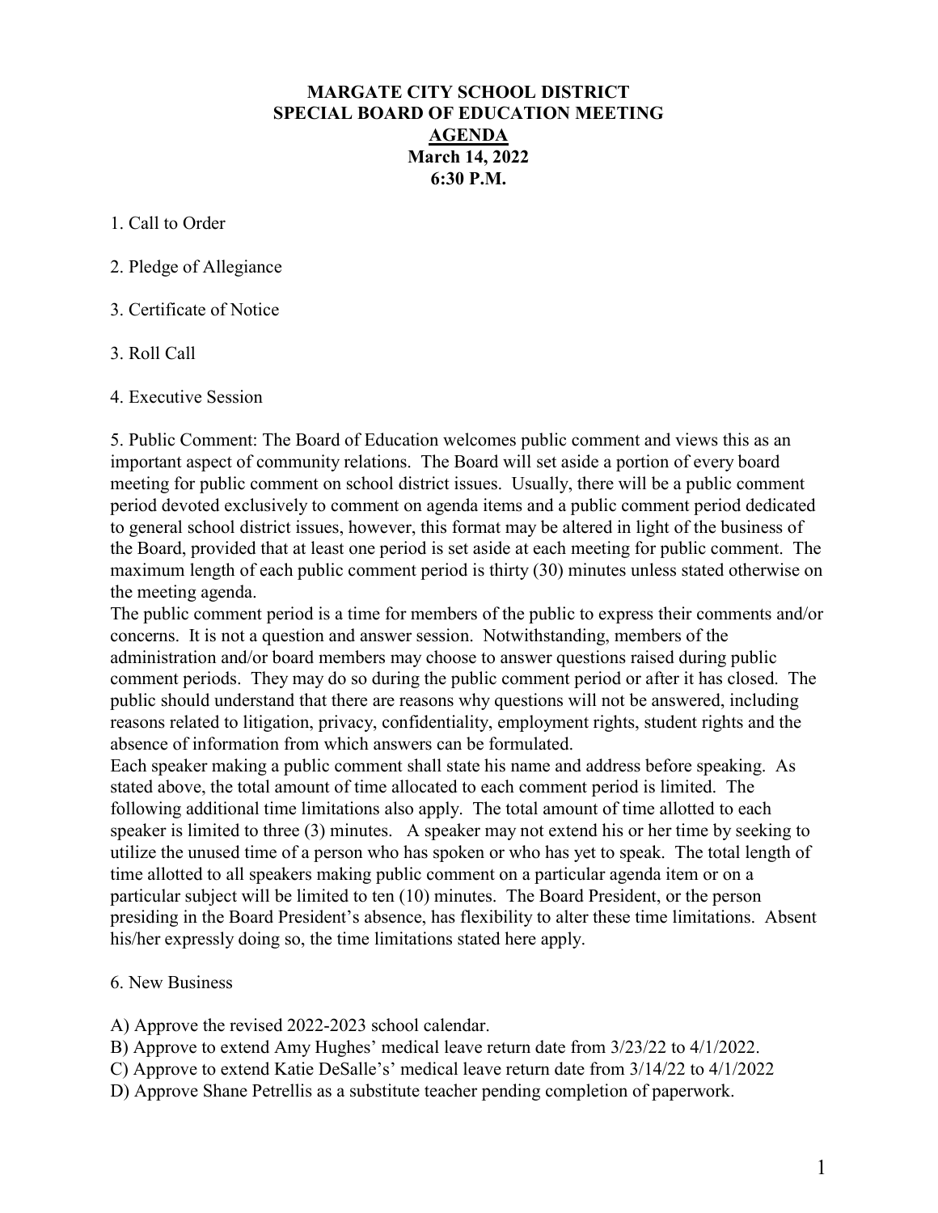# MARGATE CITY SCHOOL DISTRICT
# SPECIAL BOARD OF EDUCATION MEETING
## AGENDA
**March 14, 2022**
**6:30 P.M.**

1. Call to Order

2. Pledge of Allegiance

3. Certificate of Notice

3. Roll Call

4. Executive Session

5. Public Comment: The Board of Education welcomes public comment and views this as an important aspect of community relations. The Board will set aside a portion of every board meeting for public comment on school district issues. Usually, there will be a public comment period devoted exclusively to comment on agenda items and a public comment period dedicated to general school district issues, however, this format may be altered in light of the business of the Board, provided that at least one period is set aside at each meeting for public comment. The maximum length of each public comment period is thirty (30) minutes unless stated otherwise on the meeting agenda.

The public comment period is a time for members of the public to express their comments and/or concerns. It is not a question and answer session. Notwithstanding, members of the administration and/or board members may choose to answer questions raised during public comment periods. They may do so during the public comment period or after it has closed. The public should understand that there are reasons why questions will not be answered, including reasons related to litigation, privacy, confidentiality, employment rights, student rights and the absence of information from which answers can be formulated.

Each speaker making a public comment shall state his name and address before speaking. As stated above, the total amount of time allocated to each comment period is limited. The following additional time limitations also apply. The total amount of time allotted to each speaker is limited to three (3) minutes. A speaker may not extend his or her time by seeking to utilize the unused time of a person who has spoken or who has yet to speak. The total length of time allotted to all speakers making public comment on a particular agenda item or on a particular subject will be limited to ten (10) minutes. The Board President, or the person presiding in the Board President's absence, has flexibility to alter these time limitations. Absent his/her expressly doing so, the time limitations stated here apply.

6. New Business

A) Approve the revised 2022-2023 school calendar.
B) Approve to extend Amy Hughes' medical leave return date from 3/23/22 to 4/1/2022.
C) Approve to extend Katie DeSalle's' medical leave return date from 3/14/22 to 4/1/2022
D) Approve Shane Petrellis as a substitute teacher pending completion of paperwork.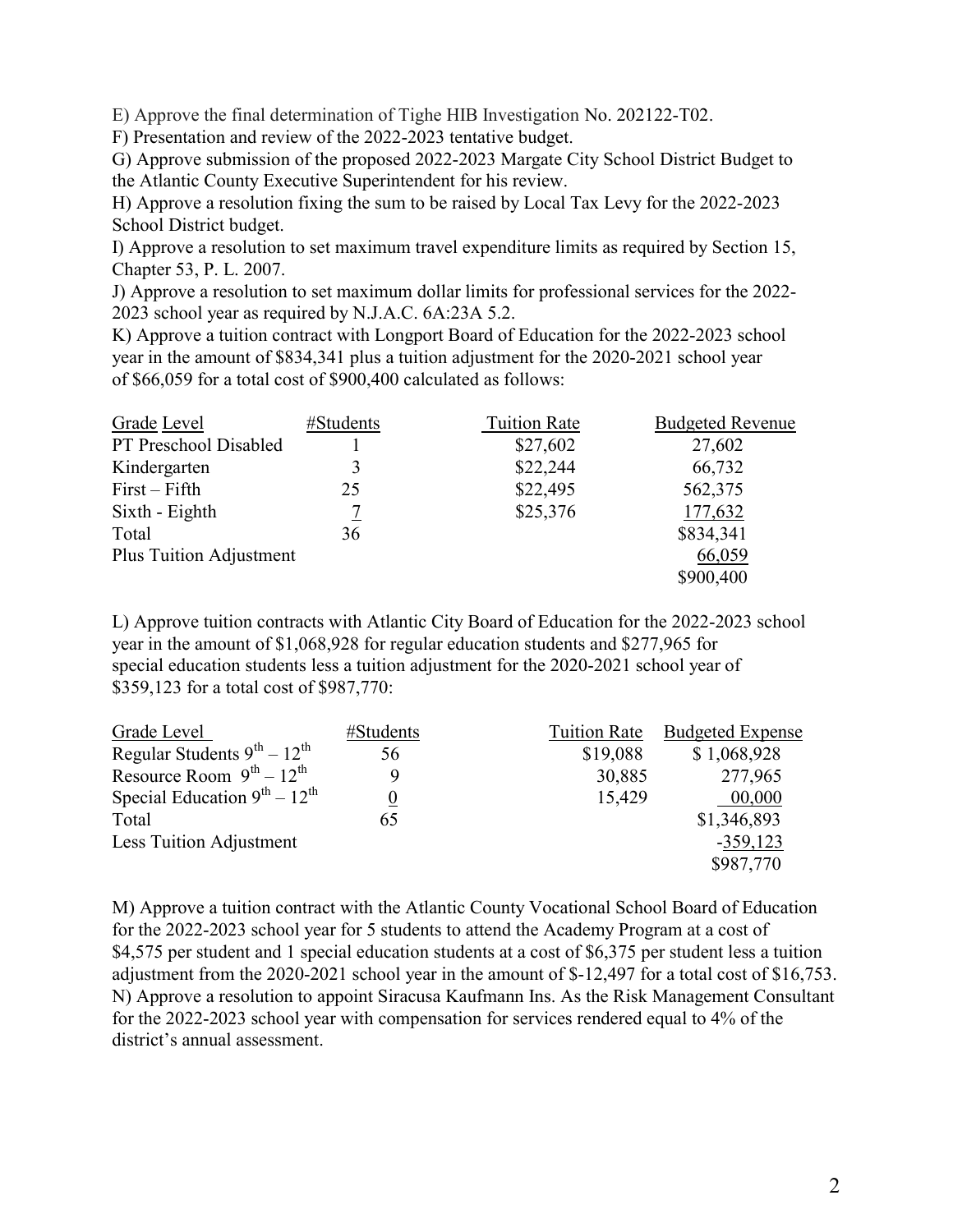E) Approve the final determination of Tighe HIB Investigation No. 202122-T02.

F) Presentation and review of the 2022-2023 tentative budget.

G) Approve submission of the proposed 2022-2023 Margate City School District Budget to the Atlantic County Executive Superintendent for his review.

H) Approve a resolution fixing the sum to be raised by Local Tax Levy for the 2022-2023 School District budget.

I) Approve a resolution to set maximum travel expenditure limits as required by Section 15, Chapter 53, P. L. 2007.

J) Approve a resolution to set maximum dollar limits for professional services for the 2022-2023 school year as required by N.J.A.C. 6A:23A 5.2.

K) Approve a tuition contract with Longport Board of Education for the 2022-2023 school year in the amount of $834,341 plus a tuition adjustment for the 2020-2021 school year of $66,059 for a total cost of $900,400 calculated as follows:

| Grade Level | #Students | Tuition Rate | Budgeted Revenue |
|---|---|---|---|
| PT Preschool Disabled | 1 | $27,602 | 27,602 |
| Kindergarten | 3 | $22,244 | 66,732 |
| First – Fifth | 25 | $22,495 | 562,375 |
| Sixth - Eighth | 7 | $25,376 | 177,632 |
| Total | 36 | | $834,341 |
| Plus Tuition Adjustment | | | 66,059 |
| | | | $900,400 |

L) Approve tuition contracts with Atlantic City Board of Education for the 2022-2023 school year in the amount of $1,068,928 for regular education students and $277,965 for special education students less a tuition adjustment for the 2020-2021 school year of $359,123 for a total cost of $987,770:

| Grade Level | #Students | Tuition Rate | Budgeted Expense |
|---|---|---|---|
| Regular Students 9th – 12th | 56 | $19,088 | $ 1,068,928 |
| Resource Room 9th – 12th | 9 | 30,885 | 277,965 |
| Special Education 9th – 12th | 0 | 15,429 | 00,000 |
| Total | 65 | | $1,346,893 |
| Less Tuition Adjustment | | | -359,123 |
| | | | $987,770 |

M) Approve a tuition contract with the Atlantic County Vocational School Board of Education for the 2022-2023 school year for 5 students to attend the Academy Program at a cost of $4,575 per student and 1 special education students at a cost of $6,375 per student less a tuition adjustment from the 2020-2021 school year in the amount of $-12,497 for a total cost of $16,753.

N) Approve a resolution to appoint Siracusa Kaufmann Ins. As the Risk Management Consultant for the 2022-2023 school year with compensation for services rendered equal to 4% of the district's annual assessment.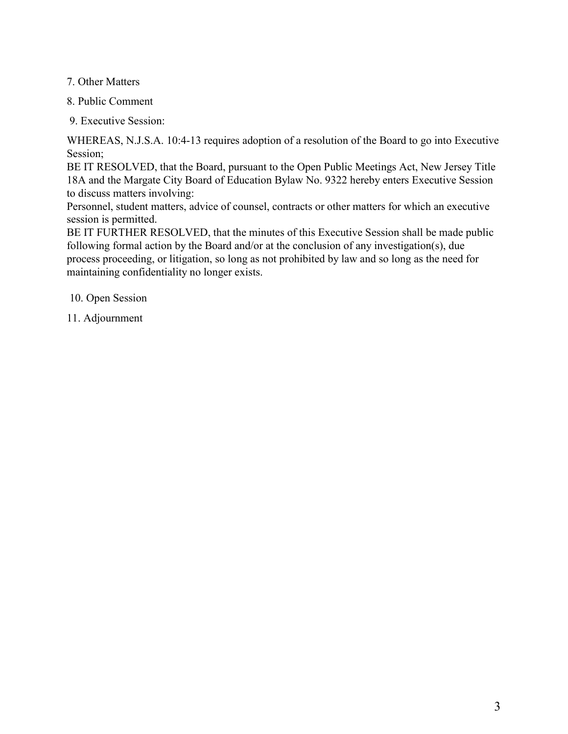7. Other Matters

8. Public Comment

9. Executive Session:

WHEREAS, N.J.S.A. 10:4-13 requires adoption of a resolution of the Board to go into Executive Session;
BE IT RESOLVED, that the Board, pursuant to the Open Public Meetings Act, New Jersey Title 18A and the Margate City Board of Education Bylaw No. 9322 hereby enters Executive Session to discuss matters involving:
Personnel, student matters, advice of counsel, contracts or other matters for which an executive session is permitted.
BE IT FURTHER RESOLVED, that the minutes of this Executive Session shall be made public following formal action by the Board and/or at the conclusion of any investigation(s), due process proceeding, or litigation, so long as not prohibited by law and so long as the need for maintaining confidentiality no longer exists.

10. Open Session

11. Adjournment